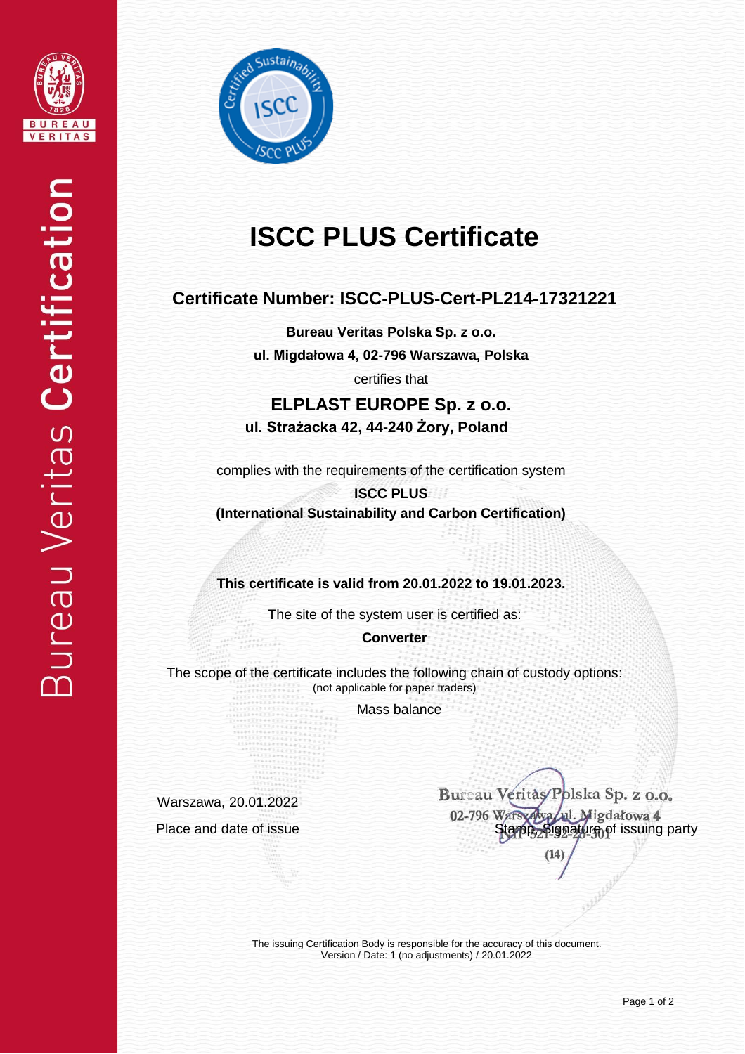# ISCC PLUS Certificate

## Certificate Number: ISCC-PLUS-Cert-PL214-17321221

**Bureau Veritas Polska Sp. z o.o.**

**ul. Migdałowa 4, 02-796 Warszawa, Polska**

certifies that

**ELPLAST EUROPE Sp. z o.o.**

**ul. Strażacka 42, 44-240 Żory, Poland**

complies with the requirements of the certification system

**ISCC PLUS**

**(International Sustainability and Carbon Certification)**

**This certificate is valid from 20.01.2022 to 19.01.2023.**

The site of the system user is certified as:

**Converter**

The scope of the certificate includes the following chain of custody options:
(not applicable for paper traders)

Mass balance

Warszawa, 20.01.2022

Place and date of issue

Bureau Veritas Polska Sp. z o.o.
02-796 Warszawa, ul. Migdałowa 4
NIP 521-32-23-501
(14)

Stamp, Signature of issuing party

The issuing Certification Body is responsible for the accuracy of this document.
Version / Date: 1 (no adjustments) / 20.01.2022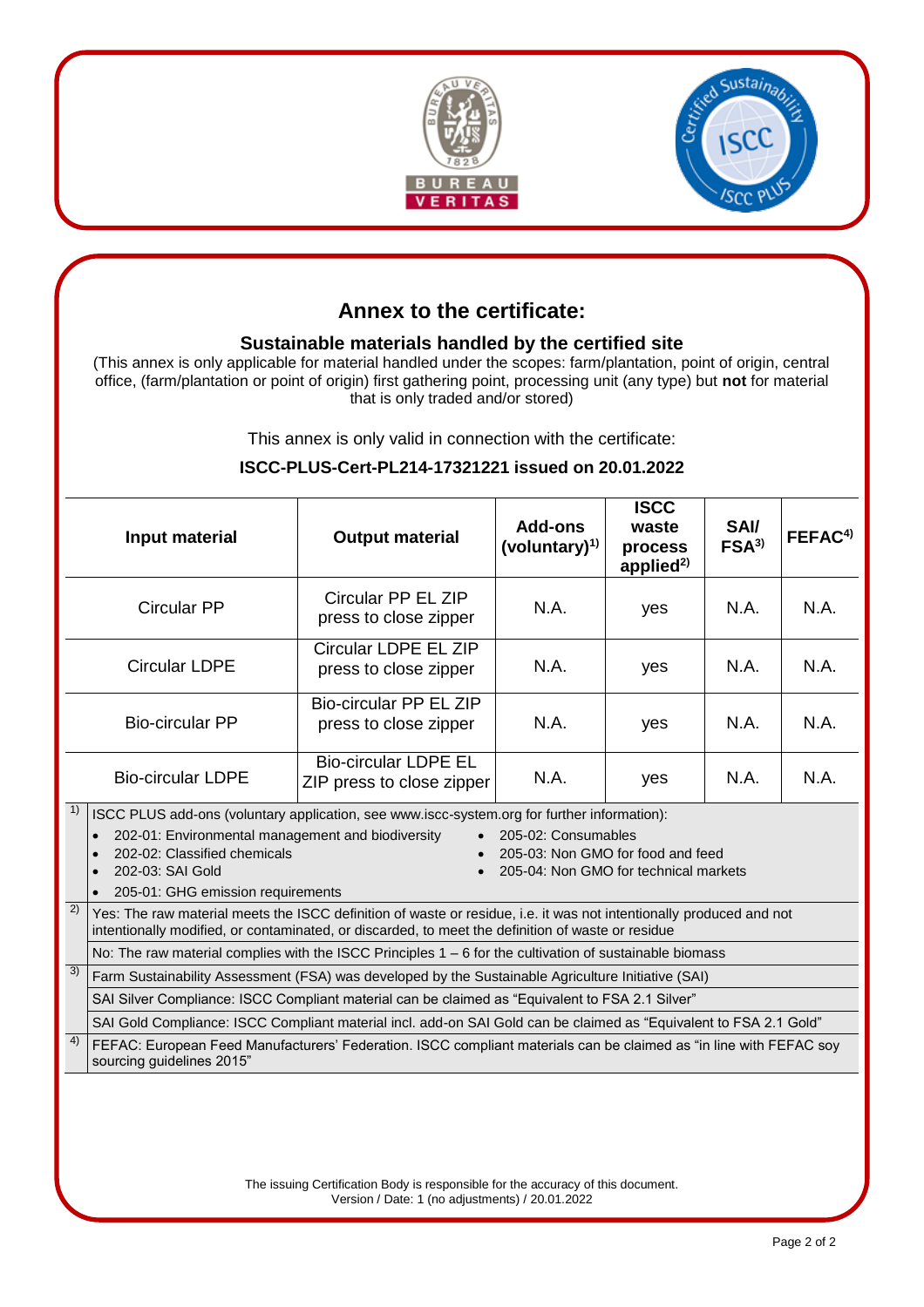# Annex to the certificate:

## Sustainable materials handled by the certified site

(This annex is only applicable for material handled under the scopes: farm/plantation, point of origin, central office, (farm/plantation or point of origin) first gathering point, processing unit (any type) but **not** for material that is only traded and/or stored)

This annex is only valid in connection with the certificate:

**ISCC-PLUS-Cert-PL214-17321221 issued on 20.01.2022**

| Input material | Output material | Add-ons (voluntary)[1] | ISCC waste process applied[2] | SAI/ FSA[3] | FEFAC[4] |
|---|---|---|---|---|---|
| Circular PP | Circular PP EL ZIP press to close zipper | N.A. | yes | N.A. | N.A. |
| Circular LDPE | Circular LDPE EL ZIP press to close zipper | N.A. | yes | N.A. | N.A. |
| Bio-circular PP | Bio-circular PP EL ZIP press to close zipper | N.A. | yes | N.A. | N.A. |
| Bio-circular LDPE | Bio-circular LDPE EL ZIP press to close zipper | N.A. | yes | N.A. | N.A. |

[1] ISCC PLUS add-ons (voluntary application, see www.iscc-system.org for further information):

- 202-01: Environmental management and biodiversity
- 202-02: Classified chemicals
- 202-03: SAI Gold
- 205-01: GHG emission requirements
- 205-02: Consumables
- 205-03: Non GMO for food and feed
- 205-04: Non GMO for technical markets

[2] Yes: The raw material meets the ISCC definition of waste or residue, i.e. it was not intentionally produced and not intentionally modified, or contaminated, or discarded, to meet the definition of waste or residue

No: The raw material complies with the ISCC Principles 1 – 6 for the cultivation of sustainable biomass

[3] Farm Sustainability Assessment (FSA) was developed by the Sustainable Agriculture Initiative (SAI)

SAI Silver Compliance: ISCC Compliant material can be claimed as "Equivalent to FSA 2.1 Silver"

SAI Gold Compliance: ISCC Compliant material incl. add-on SAI Gold can be claimed as "Equivalent to FSA 2.1 Gold"

[4] FEFAC: European Feed Manufacturers' Federation. ISCC compliant materials can be claimed as "in line with FEFAC soy sourcing guidelines 2015"

The issuing Certification Body is responsible for the accuracy of this document.
Version / Date: 1 (no adjustments) / 20.01.2022